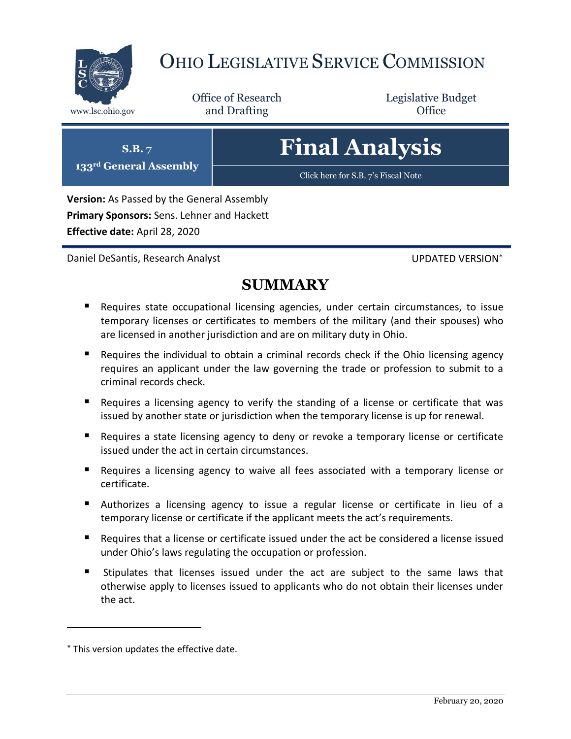# Ohio Legislative Service Commission

www.lsc.ohio.gov

Office of Research and Drafting

Legislative Budget Office

**S.B. 7**
**133rd General Assembly**

# Final Analysis

Click here for S.B. 7's Fiscal Note

**Version:** As Passed by the General Assembly
**Primary Sponsors:** Sens. Lehner and Hackett
**Effective date:** April 28, 2020

Daniel DeSantis, Research Analyst

UPDATED VERSION*

## SUMMARY

- Requires state occupational licensing agencies, under certain circumstances, to issue temporary licenses or certificates to members of the military (and their spouses) who are licensed in another jurisdiction and are on military duty in Ohio.
- Requires the individual to obtain a criminal records check if the Ohio licensing agency requires an applicant under the law governing the trade or profession to submit to a criminal records check.
- Requires a licensing agency to verify the standing of a license or certificate that was issued by another state or jurisdiction when the temporary license is up for renewal.
- Requires a state licensing agency to deny or revoke a temporary license or certificate issued under the act in certain circumstances.
- Requires a licensing agency to waive all fees associated with a temporary license or certificate.
- Authorizes a licensing agency to issue a regular license or certificate in lieu of a temporary license or certificate if the applicant meets the act's requirements.
- Requires that a license or certificate issued under the act be considered a license issued under Ohio's laws regulating the occupation or profession.
- Stipulates that licenses issued under the act are subject to the same laws that otherwise apply to licenses issued to applicants who do not obtain their licenses under the act.

* This version updates the effective date.

February 20, 2020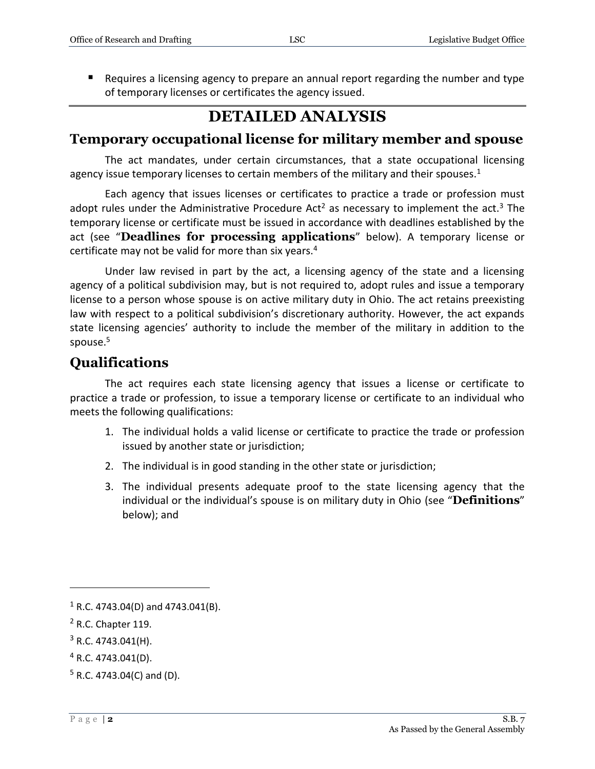- Requires a licensing agency to prepare an annual report regarding the number and type of temporary licenses or certificates the agency issued.

# DETAILED ANALYSIS

## Temporary occupational license for military member and spouse

The act mandates, under certain circumstances, that a state occupational licensing agency issue temporary licenses to certain members of the military and their spouses.[1]

Each agency that issues licenses or certificates to practice a trade or profession must adopt rules under the Administrative Procedure Act[2] as necessary to implement the act.[3] The temporary license or certificate must be issued in accordance with deadlines established by the act (see "**Deadlines for processing applications**" below). A temporary license or certificate may not be valid for more than six years.[4]

Under law revised in part by the act, a licensing agency of the state and a licensing agency of a political subdivision may, but is not required to, adopt rules and issue a temporary license to a person whose spouse is on active military duty in Ohio. The act retains preexisting law with respect to a political subdivision's discretionary authority. However, the act expands state licensing agencies' authority to include the member of the military in addition to the spouse.[5]

## Qualifications

The act requires each state licensing agency that issues a license or certificate to practice a trade or profession, to issue a temporary license or certificate to an individual who meets the following qualifications:

1. The individual holds a valid license or certificate to practice the trade or profession issued by another state or jurisdiction;
2. The individual is in good standing in the other state or jurisdiction;
3. The individual presents adequate proof to the state licensing agency that the individual or the individual's spouse is on military duty in Ohio (see "**Definitions**" below); and

---

[1] R.C. 4743.04(D) and 4743.041(B).

[2] R.C. Chapter 119.

[3] R.C. 4743.041(H).

[4] R.C. 4743.041(D).

[5] R.C. 4743.04(C) and (D).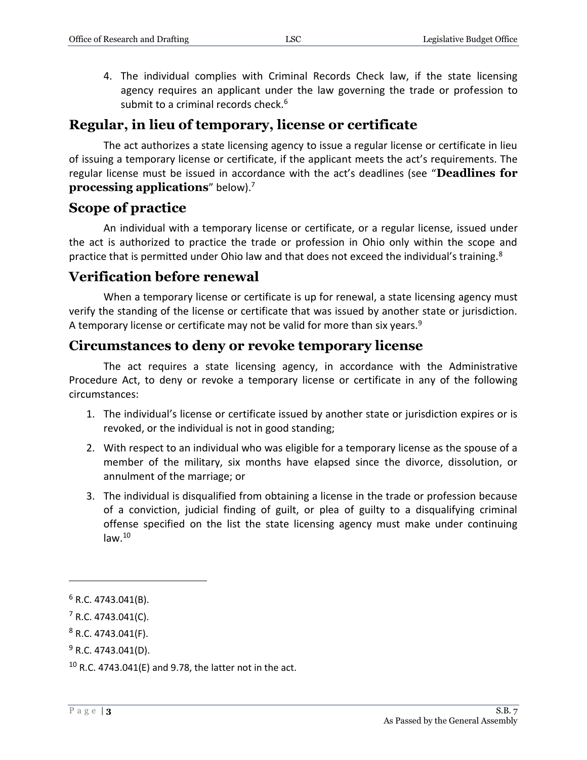4. The individual complies with Criminal Records Check law, if the state licensing agency requires an applicant under the law governing the trade or profession to submit to a criminal records check.[6]

## Regular, in lieu of temporary, license or certificate

The act authorizes a state licensing agency to issue a regular license or certificate in lieu of issuing a temporary license or certificate, if the applicant meets the act's requirements. The regular license must be issued in accordance with the act's deadlines (see "**Deadlines for processing applications**" below).[7]

## Scope of practice

An individual with a temporary license or certificate, or a regular license, issued under the act is authorized to practice the trade or profession in Ohio only within the scope and practice that is permitted under Ohio law and that does not exceed the individual's training.[8]

## Verification before renewal

When a temporary license or certificate is up for renewal, a state licensing agency must verify the standing of the license or certificate that was issued by another state or jurisdiction. A temporary license or certificate may not be valid for more than six years.[9]

## Circumstances to deny or revoke temporary license

The act requires a state licensing agency, in accordance with the Administrative Procedure Act, to deny or revoke a temporary license or certificate in any of the following circumstances:

1. The individual's license or certificate issued by another state or jurisdiction expires or is revoked, or the individual is not in good standing;
2. With respect to an individual who was eligible for a temporary license as the spouse of a member of the military, six months have elapsed since the divorce, dissolution, or annulment of the marriage; or
3. The individual is disqualified from obtaining a license in the trade or profession because of a conviction, judicial finding of guilt, or plea of guilty to a disqualifying criminal offense specified on the list the state licensing agency must make under continuing law.[10]

---

[6] R.C. 4743.041(B).

[7] R.C. 4743.041(C).

[8] R.C. 4743.041(F).

[9] R.C. 4743.041(D).

[10] R.C. 4743.041(E) and 9.78, the latter not in the act.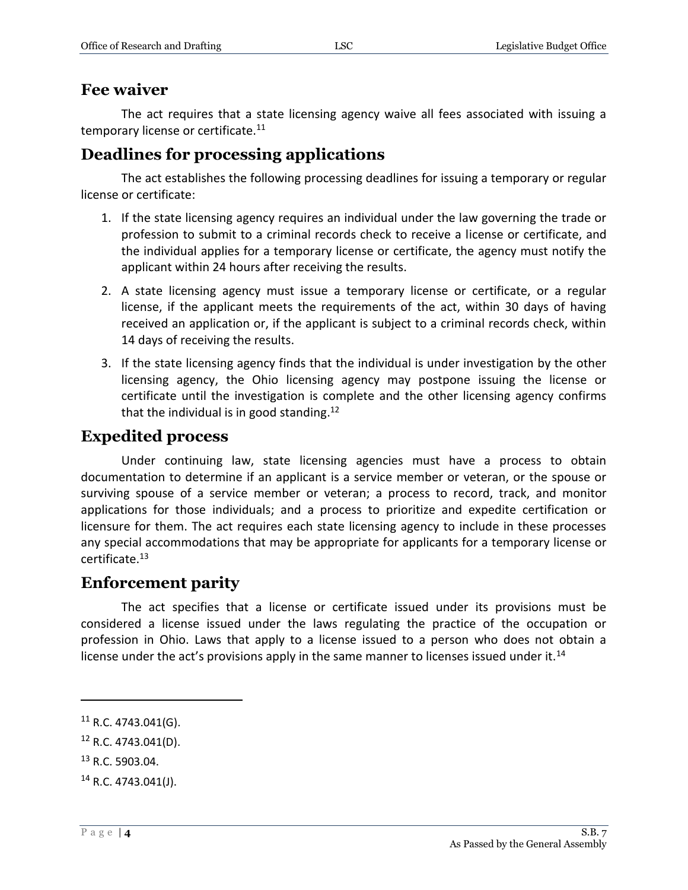## Fee waiver

The act requires that a state licensing agency waive all fees associated with issuing a temporary license or certificate.[11]

## Deadlines for processing applications

The act establishes the following processing deadlines for issuing a temporary or regular license or certificate:

1. If the state licensing agency requires an individual under the law governing the trade or profession to submit to a criminal records check to receive a license or certificate, and the individual applies for a temporary license or certificate, the agency must notify the applicant within 24 hours after receiving the results.
2. A state licensing agency must issue a temporary license or certificate, or a regular license, if the applicant meets the requirements of the act, within 30 days of having received an application or, if the applicant is subject to a criminal records check, within 14 days of receiving the results.
3. If the state licensing agency finds that the individual is under investigation by the other licensing agency, the Ohio licensing agency may postpone issuing the license or certificate until the investigation is complete and the other licensing agency confirms that the individual is in good standing.[12]

## Expedited process

Under continuing law, state licensing agencies must have a process to obtain documentation to determine if an applicant is a service member or veteran, or the spouse or surviving spouse of a service member or veteran; a process to record, track, and monitor applications for those individuals; and a process to prioritize and expedite certification or licensure for them. The act requires each state licensing agency to include in these processes any special accommodations that may be appropriate for applicants for a temporary license or certificate.[13]

## Enforcement parity

The act specifies that a license or certificate issued under its provisions must be considered a license issued under the laws regulating the practice of the occupation or profession in Ohio. Laws that apply to a license issued to a person who does not obtain a license under the act's provisions apply in the same manner to licenses issued under it.[14]

---

[11] R.C. 4743.041(G).

[12] R.C. 4743.041(D).

[13] R.C. 5903.04.

[14] R.C. 4743.041(J).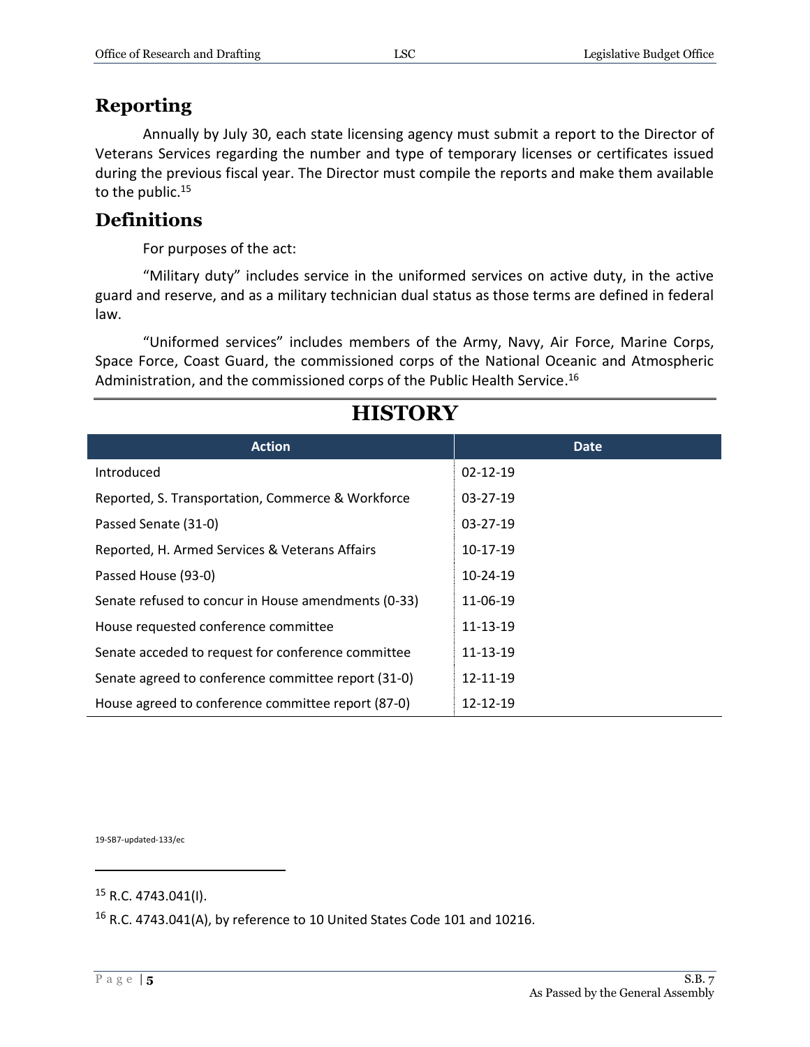## Reporting

Annually by July 30, each state licensing agency must submit a report to the Director of Veterans Services regarding the number and type of temporary licenses or certificates issued during the previous fiscal year. The Director must compile the reports and make them available to the public.[15]

## Definitions

For purposes of the act:

"Military duty" includes service in the uniformed services on active duty, in the active guard and reserve, and as a military technician dual status as those terms are defined in federal law.

"Uniformed services" includes members of the Army, Navy, Air Force, Marine Corps, Space Force, Coast Guard, the commissioned corps of the National Oceanic and Atmospheric Administration, and the commissioned corps of the Public Health Service.[16]

# HISTORY

| Action | Date |
|---|---|
| Introduced | 02-12-19 |
| Reported, S. Transportation, Commerce & Workforce | 03-27-19 |
| Passed Senate (31-0) | 03-27-19 |
| Reported, H. Armed Services & Veterans Affairs | 10-17-19 |
| Passed House (93-0) | 10-24-19 |
| Senate refused to concur in House amendments (0-33) | 11-06-19 |
| House requested conference committee | 11-13-19 |
| Senate acceded to request for conference committee | 11-13-19 |
| Senate agreed to conference committee report (31-0) | 12-11-19 |
| House agreed to conference committee report (87-0) | 12-12-19 |

19-SB7-updated-133/ec

[15] R.C. 4743.041(I).

[16] R.C. 4743.041(A), by reference to 10 United States Code 101 and 10216.